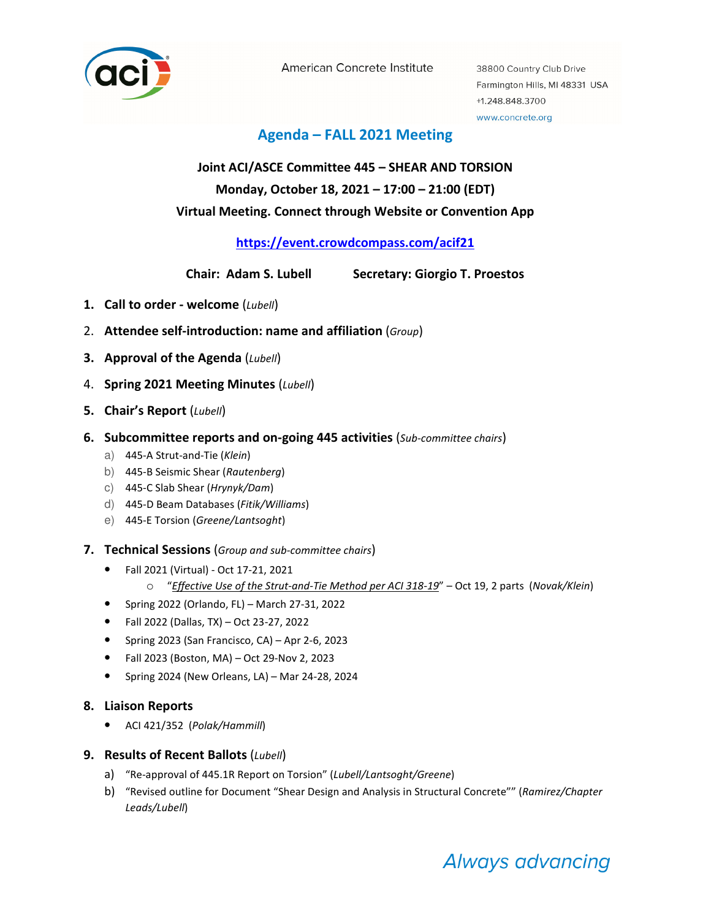American Concrete Institute

38800 Country Club Drive
Farmington Hills, MI 48331 USA
+1.248.848.3700
www.concrete.org

# Agenda – FALL 2021 Meeting

**Joint ACI/ASCE Committee 445 – SHEAR AND TORSION**
**Monday, October 18, 2021 – 17:00 – 21:00 (EDT)**
**Virtual Meeting. Connect through Website or Convention App**

**https://event.crowdcompass.com/acif21**

**Chair: Adam S. Lubell** **Secretary: Giorgio T. Proestos**

1. **Call to order - welcome** (*Lubell*)
2. **Attendee self-introduction: name and affiliation** (*Group*)
3. **Approval of the Agenda** (*Lubell*)
4. **Spring 2021 Meeting Minutes** (*Lubell*)
5. **Chair's Report** (*Lubell*)
6. **Subcommittee reports and on-going 445 activities** (*Sub-committee chairs*)
   a) 445-A Strut-and-Tie (*Klein*)
   b) 445-B Seismic Shear (*Rautenberg*)
   c) 445-C Slab Shear (*Hrynyk/Dam*)
   d) 445-D Beam Databases (*Fitik/Williams*)
   e) 445-E Torsion (*Greene/Lantsoght*)
7. **Technical Sessions** (*Group and sub-committee chairs*)
   - Fall 2021 (Virtual) - Oct 17-21, 2021
     - "*Effective Use of the Strut-and-Tie Method per ACI 318-19*" – Oct 19, 2 parts (*Novak/Klein*)
   - Spring 2022 (Orlando, FL) – March 27-31, 2022
   - Fall 2022 (Dallas, TX) – Oct 23-27, 2022
   - Spring 2023 (San Francisco, CA) – Apr 2-6, 2023
   - Fall 2023 (Boston, MA) – Oct 29-Nov 2, 2023
   - Spring 2024 (New Orleans, LA) – Mar 24-28, 2024
8. **Liaison Reports**
   - ACI 421/352 (*Polak/Hammill*)
9. **Results of Recent Ballots** (*Lubell*)
   a) "Re-approval of 445.1R Report on Torsion" (*Lubell/Lantsoght/Greene*)
   b) "Revised outline for Document "Shear Design and Analysis in Structural Concrete"" (*Ramirez/Chapter Leads/Lubell*)

*Always advancing*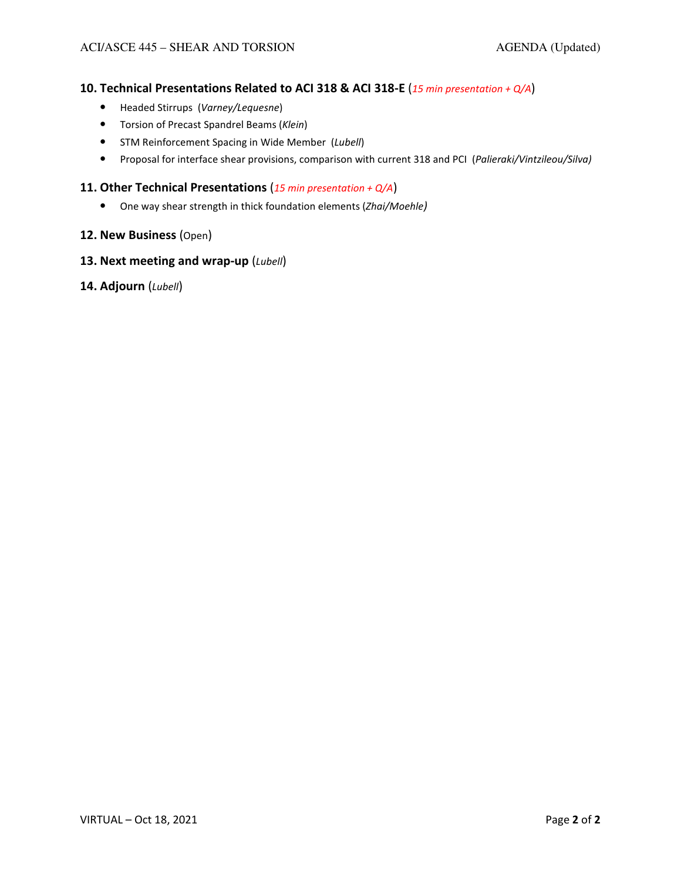## 10. Technical Presentations Related to ACI 318 & ACI 318-E (*15 min presentation + Q/A*)

- Headed Stirrups (*Varney/Lequesne*)
- Torsion of Precast Spandrel Beams (*Klein*)
- STM Reinforcement Spacing in Wide Member (*Lubell*)
- Proposal for interface shear provisions, comparison with current 318 and PCI (*Palieraki/Vintzileou/Silva)*

## 11. Other Technical Presentations (*15 min presentation + Q/A*)

- One way shear strength in thick foundation elements (*Zhai/Moehle)*

## 12. New Business (Open)

## 13. Next meeting and wrap-up (*Lubell*)

## 14. Adjourn (*Lubell*)